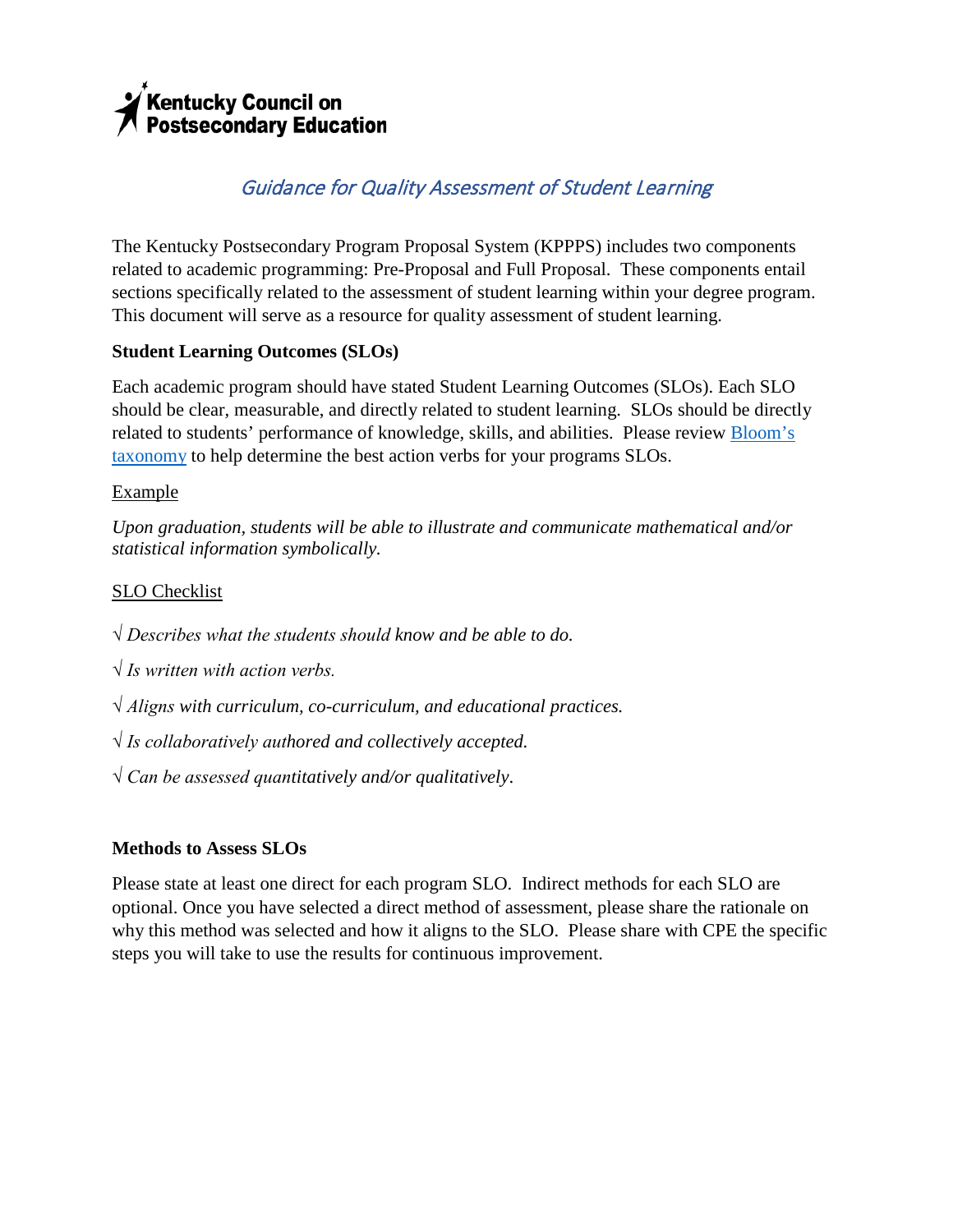Kentucky Council on Postsecondary Education

# *Guidance for Quality Assessment of Student Learning*

The Kentucky Postsecondary Program Proposal System (KPPPS) includes two components related to academic programming: Pre-Proposal and Full Proposal. These components entail sections specifically related to the assessment of student learning within your degree program. This document will serve as a resource for quality assessment of student learning.

**Student Learning Outcomes (SLOs)**

Each academic program should have stated Student Learning Outcomes (SLOs). Each SLO should be clear, measurable, and directly related to student learning. SLOs should be directly related to students' performance of knowledge, skills, and abilities. Please review Bloom's taxonomy to help determine the best action verbs for your programs SLOs.

Example

*Upon graduation, students will be able to illustrate and communicate mathematical and/or statistical information symbolically.*

SLO Checklist

√ *Describes what the students should know and be able to do.*

√ *Is written with action verbs.*

√ *Aligns with curriculum, co-curriculum, and educational practices.*

√ *Is collaboratively authored and collectively accepted.*

√ *Can be assessed quantitatively and/or qualitatively*.

**Methods to Assess SLOs**

Please state at least one direct for each program SLO. Indirect methods for each SLO are optional. Once you have selected a direct method of assessment, please share the rationale on why this method was selected and how it aligns to the SLO. Please share with CPE the specific steps you will take to use the results for continuous improvement.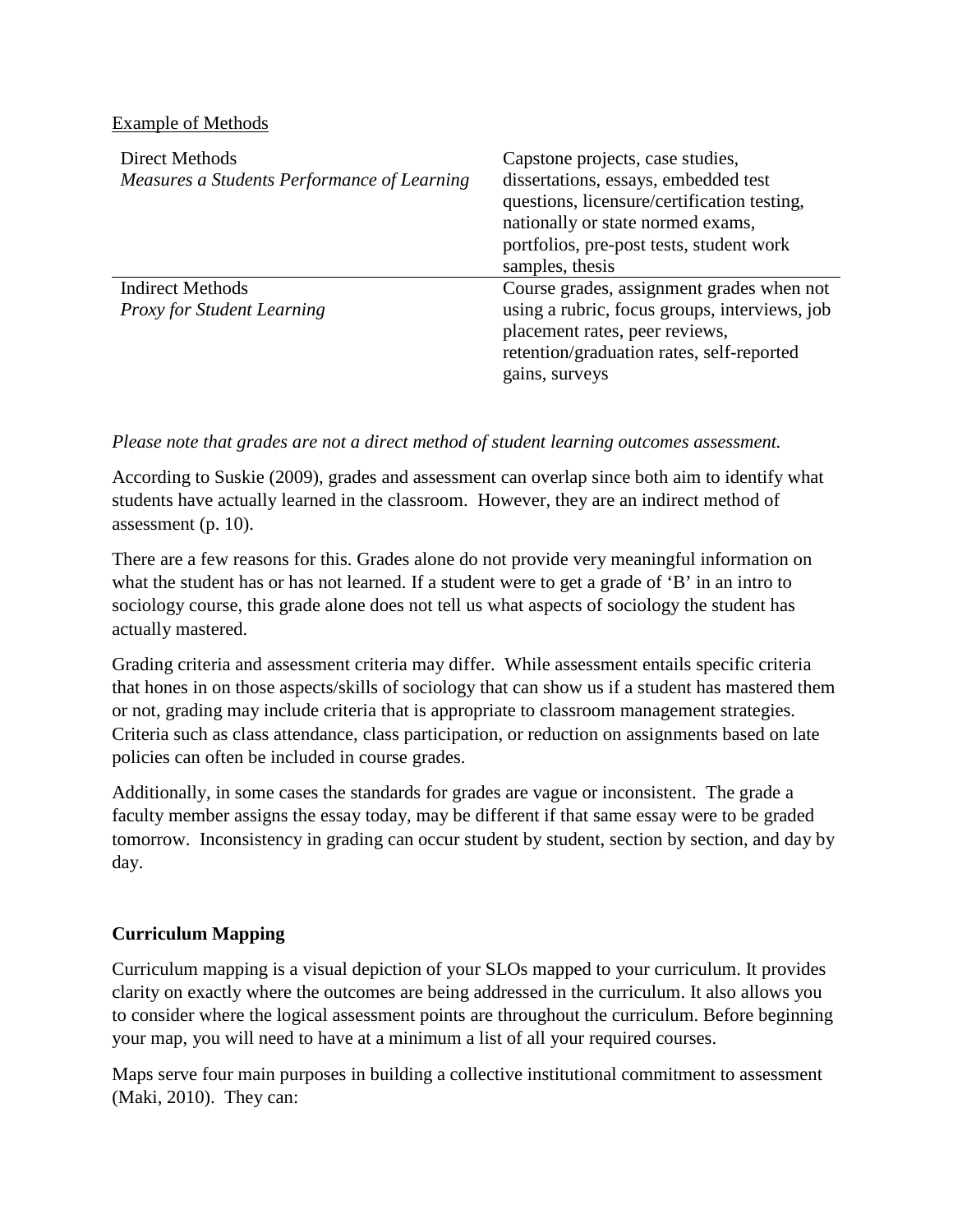Example of Methods

| | |
|---|---|
| Direct Methods<br>*Measures a Students Performance of Learning* | Capstone projects, case studies, dissertations, essays, embedded test questions, licensure/certification testing, nationally or state normed exams, portfolios, pre-post tests, student work samples, thesis |
| Indirect Methods<br>*Proxy for Student Learning* | Course grades, assignment grades when not using a rubric, focus groups, interviews, job placement rates, peer reviews, retention/graduation rates, self-reported gains, surveys |

*Please note that grades are not a direct method of student learning outcomes assessment.*

According to Suskie (2009), grades and assessment can overlap since both aim to identify what students have actually learned in the classroom. However, they are an indirect method of assessment (p. 10).

There are a few reasons for this. Grades alone do not provide very meaningful information on what the student has or has not learned. If a student were to get a grade of 'B' in an intro to sociology course, this grade alone does not tell us what aspects of sociology the student has actually mastered.

Grading criteria and assessment criteria may differ. While assessment entails specific criteria that hones in on those aspects/skills of sociology that can show us if a student has mastered them or not, grading may include criteria that is appropriate to classroom management strategies. Criteria such as class attendance, class participation, or reduction on assignments based on late policies can often be included in course grades.

Additionally, in some cases the standards for grades are vague or inconsistent. The grade a faculty member assigns the essay today, may be different if that same essay were to be graded tomorrow. Inconsistency in grading can occur student by student, section by section, and day by day.

**Curriculum Mapping**

Curriculum mapping is a visual depiction of your SLOs mapped to your curriculum. It provides clarity on exactly where the outcomes are being addressed in the curriculum. It also allows you to consider where the logical assessment points are throughout the curriculum. Before beginning your map, you will need to have at a minimum a list of all your required courses.

Maps serve four main purposes in building a collective institutional commitment to assessment (Maki, 2010). They can: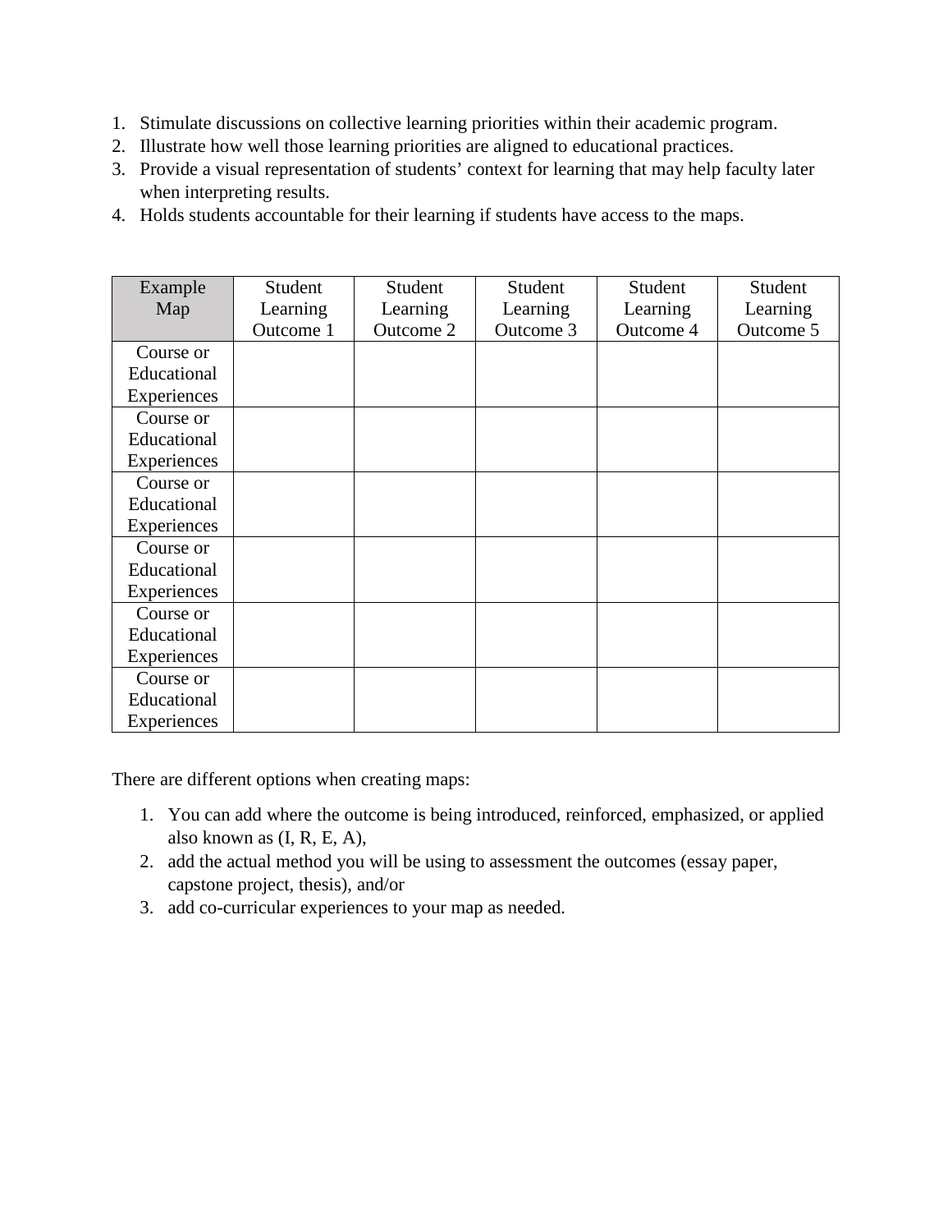1. Stimulate discussions on collective learning priorities within their academic program.
2. Illustrate how well those learning priorities are aligned to educational practices.
3. Provide a visual representation of students' context for learning that may help faculty later when interpreting results.
4. Holds students accountable for their learning if students have access to the maps.

| Example Map | Student Learning Outcome 1 | Student Learning Outcome 2 | Student Learning Outcome 3 | Student Learning Outcome 4 | Student Learning Outcome 5 |
|---|---|---|---|---|---|
| Course or Educational Experiences | | | | | |
| Course or Educational Experiences | | | | | |
| Course or Educational Experiences | | | | | |
| Course or Educational Experiences | | | | | |
| Course or Educational Experiences | | | | | |
| Course or Educational Experiences | | | | | |

There are different options when creating maps:

1. You can add where the outcome is being introduced, reinforced, emphasized, or applied also known as (I, R, E, A),
2. add the actual method you will be using to assessment the outcomes (essay paper, capstone project, thesis), and/or
3. add co-curricular experiences to your map as needed.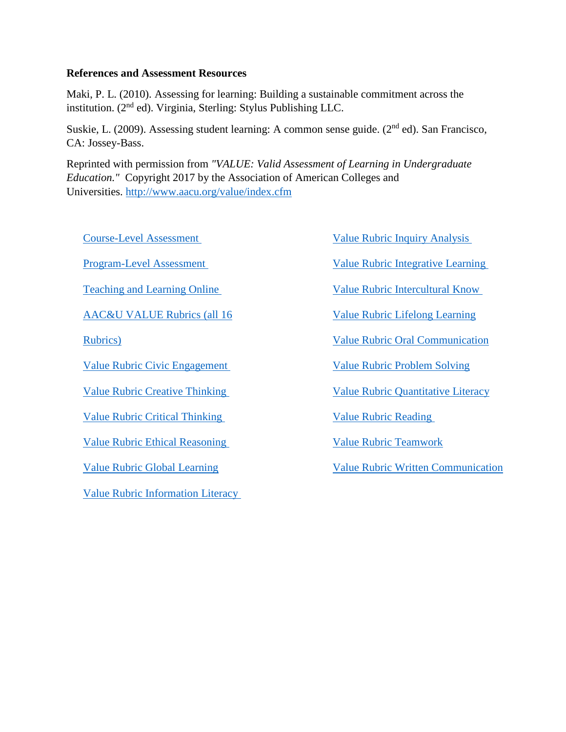**References and Assessment Resources**

Maki, P. L. (2010). Assessing for learning: Building a sustainable commitment across the institution. (2nd ed). Virginia, Sterling: Stylus Publishing LLC.

Suskie, L. (2009). Assessing student learning: A common sense guide. (2nd ed). San Francisco, CA: Jossey-Bass.

Reprinted with permission from *"VALUE: Valid Assessment of Learning in Undergraduate Education."* Copyright 2017 by the Association of American Colleges and Universities. http://www.aacu.org/value/index.cfm

- Course-Level Assessment
- Program-Level Assessment
- Teaching and Learning Online
- AAC&U VALUE Rubrics (all 16 Rubrics)
- Value Rubric Civic Engagement
- Value Rubric Creative Thinking
- Value Rubric Critical Thinking
- Value Rubric Ethical Reasoning
- Value Rubric Global Learning
- Value Rubric Information Literacy
- Value Rubric Inquiry Analysis
- Value Rubric Integrative Learning
- Value Rubric Intercultural Know
- Value Rubric Lifelong Learning
- Value Rubric Oral Communication
- Value Rubric Problem Solving
- Value Rubric Quantitative Literacy
- Value Rubric Reading
- Value Rubric Teamwork
- Value Rubric Written Communication